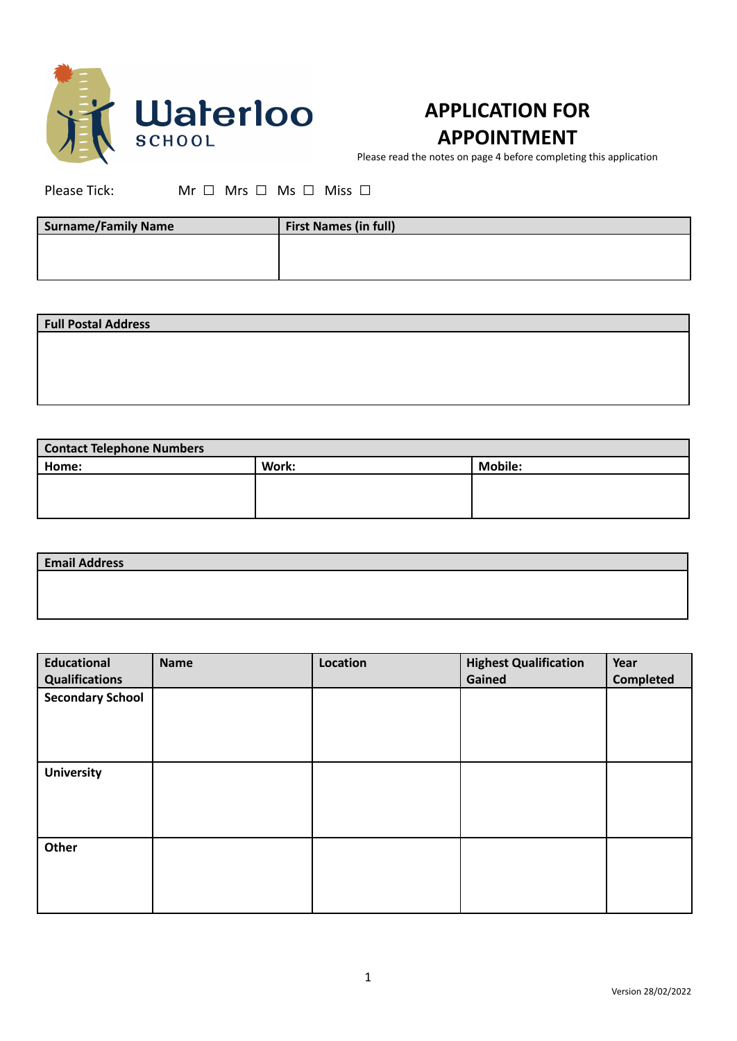Waterloo SCHOOL

# APPLICATION FOR APPOINTMENT

Please read the notes on page 4 before completing this application

Please Tick: Mr ☐ Mrs ☐ Ms ☐ Miss ☐

| Surname/Family Name | First Names (in full) |
| --- | --- |
| | |

| Full Postal Address |
| --- |
| |

| Contact Telephone Numbers | | |
| --- | --- | --- |
| Home: | Work: | Mobile: |
| | | |

| Email Address |
| --- |
| |

| Educational Qualifications | Name | Location | Highest Qualification Gained | Year Completed |
| --- | --- | --- | --- | --- |
| Secondary School | | | | |
| University | | | | |
| Other | | | | |

Version 28/02/2022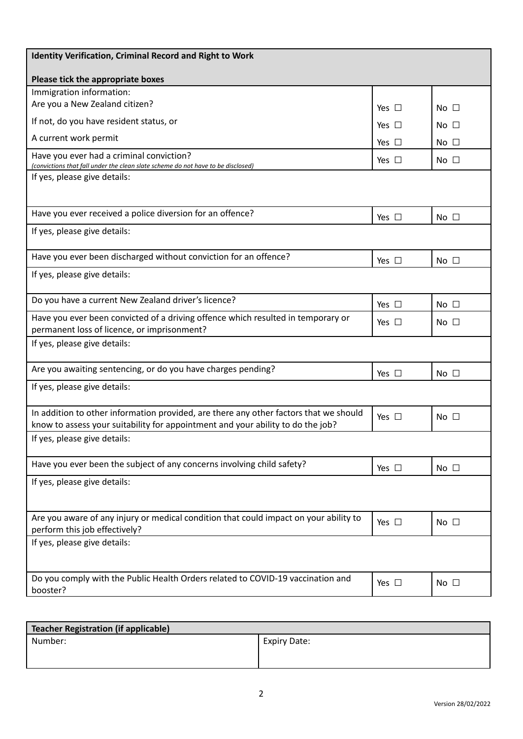| **Identity Verification, Criminal Record and Right to Work**<br><br>**Please tick the appropriate boxes** | | |
|---|---|---|
| Immigration information:<br>Are you a New Zealand citizen? | Yes ☐ | No ☐ |
| If not, do you have resident status, or | Yes ☐ | No ☐ |
| A current work permit | Yes ☐ | No ☐ |
| Have you ever had a criminal conviction?<br>*(convictions that fall under the clean slate scheme do not have to be disclosed)* | Yes ☐ | No ☐ |
| If yes, please give details: | | |
| Have you ever received a police diversion for an offence? | Yes ☐ | No ☐ |
| If yes, please give details: | | |
| Have you ever been discharged without conviction for an offence? | Yes ☐ | No ☐ |
| If yes, please give details: | | |
| Do you have a current New Zealand driver's licence? | Yes ☐ | No ☐ |
| Have you ever been convicted of a driving offence which resulted in temporary or permanent loss of licence, or imprisonment? | Yes ☐ | No ☐ |
| If yes, please give details: | | |
| Are you awaiting sentencing, or do you have charges pending? | Yes ☐ | No ☐ |
| If yes, please give details: | | |
| In addition to other information provided, are there any other factors that we should know to assess your suitability for appointment and your ability to do the job? | Yes ☐ | No ☐ |
| If yes, please give details: | | |
| Have you ever been the subject of any concerns involving child safety? | Yes ☐ | No ☐ |
| If yes, please give details: | | |
| Are you aware of any injury or medical condition that could impact on your ability to perform this job effectively? | Yes ☐ | No ☐ |
| If yes, please give details: | | |
| Do you comply with the Public Health Orders related to COVID-19 vaccination and booster? | Yes ☐ | No ☐ |

| **Teacher Registration (if applicable)** | |
|---|---|
| Number: | Expiry Date: |

Version 28/02/2022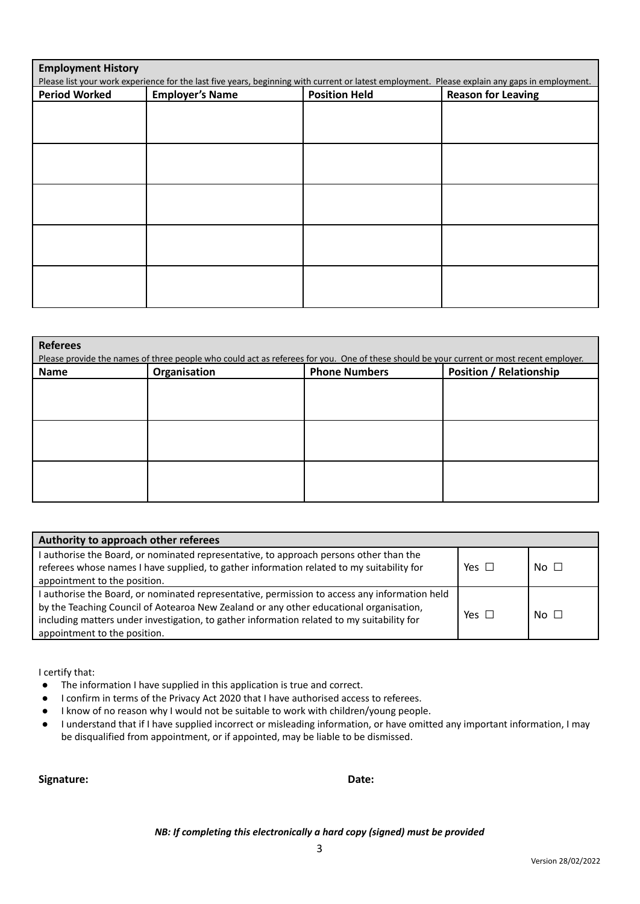| **Employment History**<br>Please list your work experience for the last five years, beginning with current or latest employment. Please explain any gaps in employment. | | | |
|---|---|---|---|
| **Period Worked** | **Employer's Name** | **Position Held** | **Reason for Leaving** |
| | | | |
| | | | |
| | | | |
| | | | |
| | | | |

| **Referees**<br>Please provide the names of three people who could act as referees for you. One of these should be your current or most recent employer. | | | |
|---|---|---|---|
| **Name** | **Organisation** | **Phone Numbers** | **Position / Relationship** |
| | | | |
| | | | |
| | | | |

| **Authority to approach other referees** | | |
|---|---|---|
| I authorise the Board, or nominated representative, to approach persons other than the referees whose names I have supplied, to gather information related to my suitability for appointment to the position. | Yes ☐ | No ☐ |
| I authorise the Board, or nominated representative, permission to access any information held by the Teaching Council of Aotearoa New Zealand or any other educational organisation, including matters under investigation, to gather information related to my suitability for appointment to the position. | Yes ☐ | No ☐ |

I certify that:

- The information I have supplied in this application is true and correct.
- I confirm in terms of the Privacy Act 2020 that I have authorised access to referees.
- I know of no reason why I would not be suitable to work with children/young people.
- I understand that if I have supplied incorrect or misleading information, or have omitted any important information, I may be disqualified from appointment, or if appointed, may be liable to be dismissed.

**Signature:** **Date:**

***NB: If completing this electronically a hard copy (signed) must be provided***

Version 28/02/2022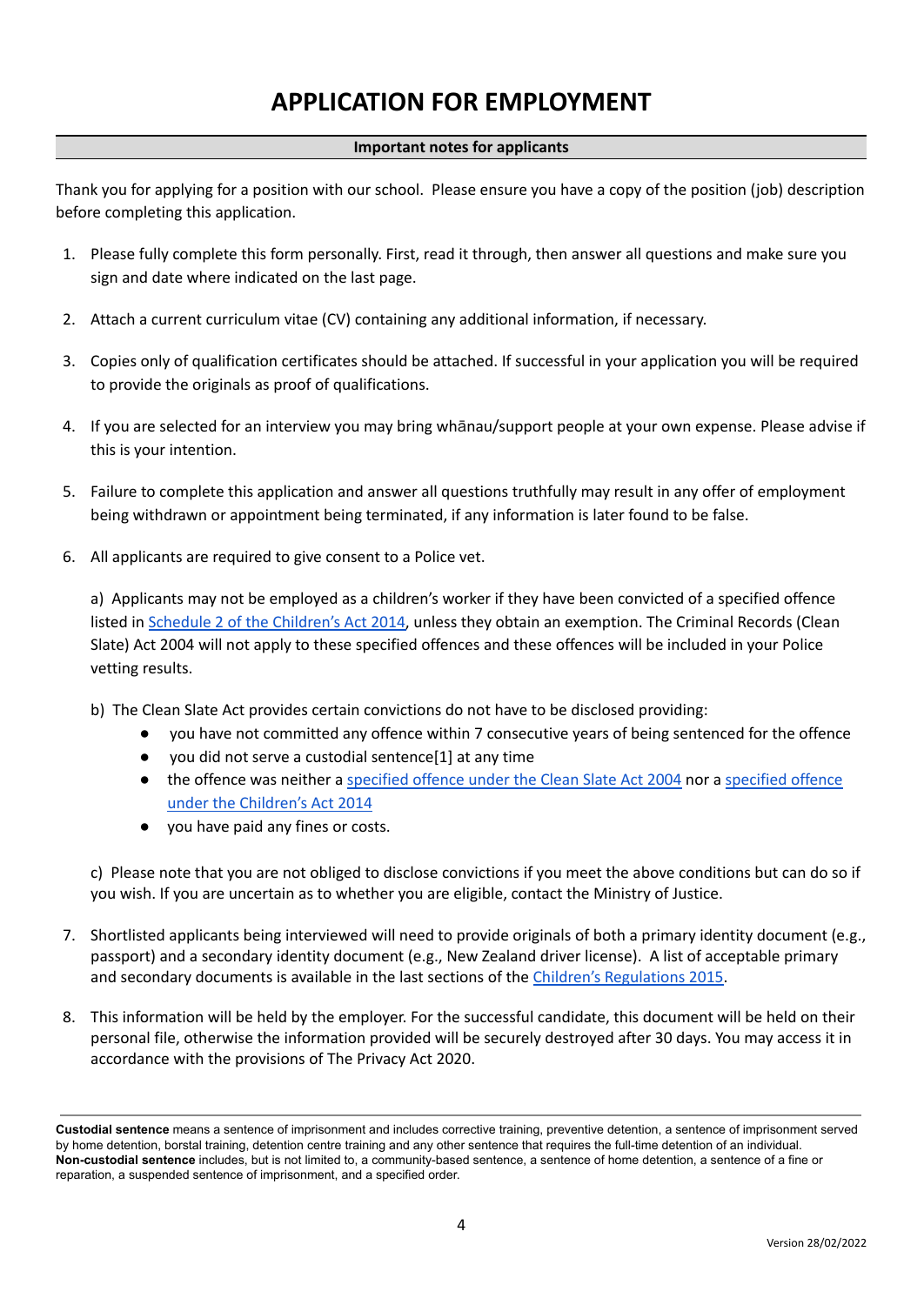# APPLICATION FOR EMPLOYMENT

**Important notes for applicants**

Thank you for applying for a position with our school. Please ensure you have a copy of the position (job) description before completing this application.

1. Please fully complete this form personally. First, read it through, then answer all questions and make sure you sign and date where indicated on the last page.

2. Attach a current curriculum vitae (CV) containing any additional information, if necessary.

3. Copies only of qualification certificates should be attached. If successful in your application you will be required to provide the originals as proof of qualifications.

4. If you are selected for an interview you may bring whānau/support people at your own expense. Please advise if this is your intention.

5. Failure to complete this application and answer all questions truthfully may result in any offer of employment being withdrawn or appointment being terminated, if any information is later found to be false.

6. All applicants are required to give consent to a Police vet.

   a) Applicants may not be employed as a children's worker if they have been convicted of a specified offence listed in Schedule 2 of the Children's Act 2014, unless they obtain an exemption. The Criminal Records (Clean Slate) Act 2004 will not apply to these specified offences and these offences will be included in your Police vetting results.

   b) The Clean Slate Act provides certain convictions do not have to be disclosed providing:
   - you have not committed any offence within 7 consecutive years of being sentenced for the offence
   - you did not serve a custodial sentence[1] at any time
   - the offence was neither a specified offence under the Clean Slate Act 2004 nor a specified offence under the Children's Act 2014
   - you have paid any fines or costs.

   c) Please note that you are not obliged to disclose convictions if you meet the above conditions but can do so if you wish. If you are uncertain as to whether you are eligible, contact the Ministry of Justice.

7. Shortlisted applicants being interviewed will need to provide originals of both a primary identity document (e.g., passport) and a secondary identity document (e.g., New Zealand driver license). A list of acceptable primary and secondary documents is available in the last sections of the Children's Regulations 2015.

8. This information will be held by the employer. For the successful candidate, this document will be held on their personal file, otherwise the information provided will be securely destroyed after 30 days. You may access it in accordance with the provisions of The Privacy Act 2020.

---

**Custodial sentence** means a sentence of imprisonment and includes corrective training, preventive detention, a sentence of imprisonment served by home detention, borstal training, detention centre training and any other sentence that requires the full-time detention of an individual.
**Non-custodial sentence** includes, but is not limited to, a community-based sentence, a sentence of home detention, a sentence of a fine or reparation, a suspended sentence of imprisonment, and a specified order.

Version 28/02/2022